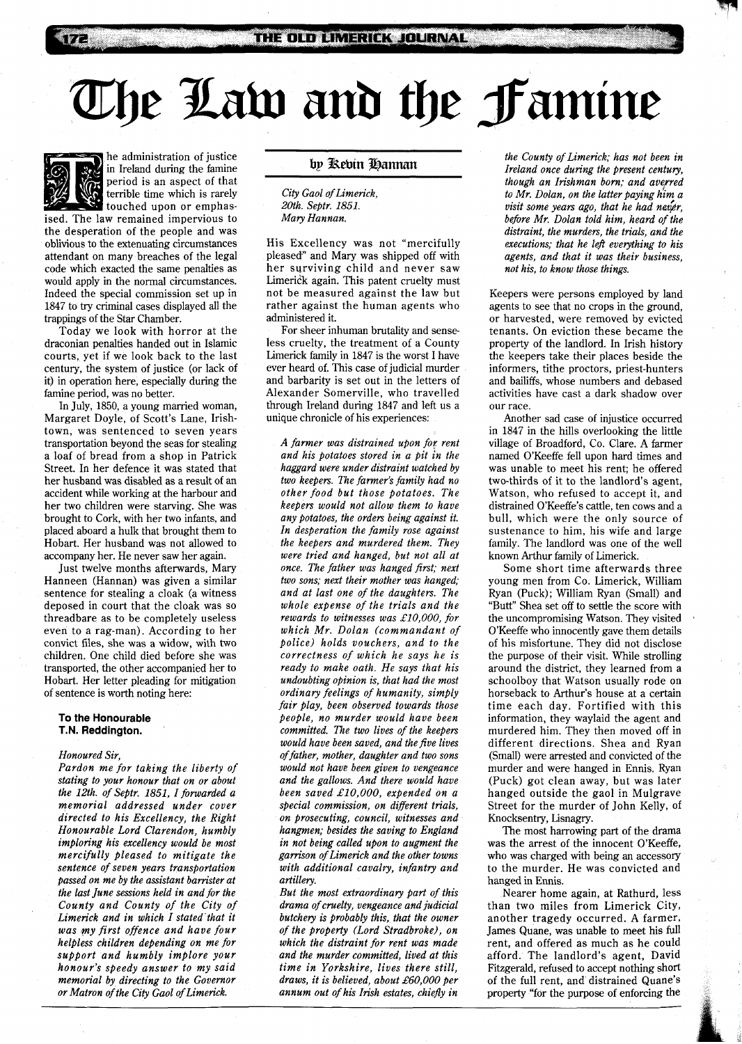# The Law and the Famine

### by Kevin Hannan

The administration of justice in Ireland during the famine period is an aspect of that terrible time which is rarely touched upon or emphasised. The law remained impervious to the desperation of the people and was oblivious to the extenuating circumstances attendant on many breaches of the legal code which exacted the same penalties as would apply in the normal circumstances. Indeed the special commission set up in 1847 to try criminal cases displayed all the trappings of the Star Chamber.

Today we look with horror at the draconian penalties handed out in Islamic courts, yet if we look back to the last century, the system of justice (or lack of it) in operation here, especially during the famine period, was no better.

In July, 1850, a young married woman, Margaret Doyle, of Scott's Lane, Irishtown, was sentenced to seven years transportation beyond the seas for stealing a loaf of bread from a shop in Patrick Street. In her defence it was stated that her husband was disabled as a result of an accident while working at the harbour and her two children were starving. She was brought to Cork, with her two infants, and placed aboard a hulk that brought them to Hobart. Her husband was not allowed to accompany her. He never saw her again.

Just twelve months afterwards, Mary Hanneen (Hannan) was given a similar sentence for stealing a cloak (a witness deposed in court that the cloak was so threadbare as to be completely useless even to a rag-man). According to her convict files, she was a widow, with two children. One child died before she was transported, the other accompanied her to Hobart. Her letter pleading for mitigation of sentence is worth noting here:

**To the Honourable T.N. Reddington.**

*Honoured Sir,*
*Pardon me for taking the liberty of stating to your honour that on or about the 12th. of Septr. 1851, I forwarded a memorial addressed under cover directed to his Excellency, the Right Honourable Lord Clarendon, humbly imploring his excellency would be most mercifully pleased to mitigate the sentence of seven years transportation passed on me by the assistant barrister at the last June sessions held in and for the County and County of the City of Limerick and in which I stated that it was my first offence and have four helpless children depending on me for support and humbly implore your honour's speedy answer to my said memorial by directing to the Governor or Matron of the City Gaol of Limerick.*

*City Gaol of Limerick,*
*20th. Septr. 1851.*
*Mary Hannan.*

His Excellency was not "mercifully pleased" and Mary was shipped off with her surviving child and never saw Limerick again. This patent cruelty must not be measured against the law but rather against the human agents who administered it.

For sheer inhuman brutality and senseless cruelty, the treatment of a County Limerick family in 1847 is the worst I have ever heard of. This case of judicial murder and barbarity is set out in the letters of Alexander Somerville, who travelled through Ireland during 1847 and left us a unique chronicle of his experiences:

*A farmer was distrained upon for rent and his potatoes stored in a pit in the haggard were under distraint watched by two keepers. The farmer's family had no other food but those potatoes. The keepers would not allow them to have any potatoes, the orders being against it. In desperation the family rose against the keepers and murdered them. They were tried and hanged, but not all at once. The father was hanged first; next two sons; next their mother was hanged; and at last one of the daughters. The whole expense of the trials and the rewards to witnesses was £10,000, for which Mr. Dolan (commandant of police) holds vouchers, and to the correctness of which he says he is ready to make oath. He says that his undoubting opinion is, that had the most ordinary feelings of humanity, simply fair play, been observed towards those people, no murder would have been committed. The two lives of the keepers would have been saved, and the five lives of father, mother, daughter and two sons would not have been given to vengeance and the gallows. And there would have been saved £10,000, expended on a special commission, on different trials, on prosecuting, council, witnesses and hangmen; besides the saving to England in not being called upon to augment the garrison of Limerick and the other towns with additional cavalry, infantry and artillery.*

*But the most extraordinary part of this drama of cruelty, vengeance and judicial butchery is probably this, that the owner of the property (Lord Stradbroke), on which the distraint for rent was made and the murder committed, lived at this time in Yorkshire, lives there still, draws, it is believed, about £60,000 per annum out of his Irish estates, chiefly in the County of Limerick; has not been in Ireland once during the present century, though an Irishman born; and averred to Mr. Dolan, on the latter paying him a visit some years ago, that he had never, before Mr. Dolan told him, heard of the distraint, the murders, the trials, and the executions; that he left everything to his agents, and that it was their business, not his, to know those things.*

Keepers were persons employed by land agents to see that no crops in the ground, or harvested, were removed by evicted tenants. On eviction these became the property of the landlord. In Irish history the keepers take their places beside the informers, tithe proctors, priest-hunters and bailiffs, whose numbers and debased activities have cast a dark shadow over our race.

Another sad case of injustice occurred in 1847 in the hills overlooking the little village of Broadford, Co. Clare. A farmer named O'Keeffe fell upon hard times and was unable to meet his rent; he offered two-thirds of it to the landlord's agent, Watson, who refused to accept it, and distrained O'Keeffe's cattle, ten cows and a bull, which were the only source of sustenance to him, his wife and large family. The landlord was one of the well known Arthur family of Limerick.

Some short time afterwards three young men from Co. Limerick, William Ryan (Puck); William Ryan (Small) and "Butt" Shea set off to settle the score with the uncompromising Watson. They visited O'Keeffe who innocently gave them details of his misfortune. They did not disclose the purpose of their visit. While strolling around the district, they learned from a schoolboy that Watson usually rode on horseback to Arthur's house at a certain time each day. Fortified with this information, they waylaid the agent and murdered him. They then moved off in different directions. Shea and Ryan (Small) were arrested and convicted of the murder and were hanged in Ennis. Ryan (Puck) got clean away, but was later hanged outside the gaol in Mulgrave Street for the murder of John Kelly, of Knocksentry, Lisnagry.

The most harrowing part of the drama was the arrest of the innocent O'Keeffe, who was charged with being an accessory to the murder. He was convicted and hanged in Ennis.

Nearer home again, at Rathurd, less than two miles from Limerick City, another tragedy occurred. A farmer, James Quane, was unable to meet his full rent, and offered as much as he could afford. The landlord's agent, David Fitzgerald, refused to accept nothing short of the full rent, and distrained Quane's property "for the purpose of enforcing the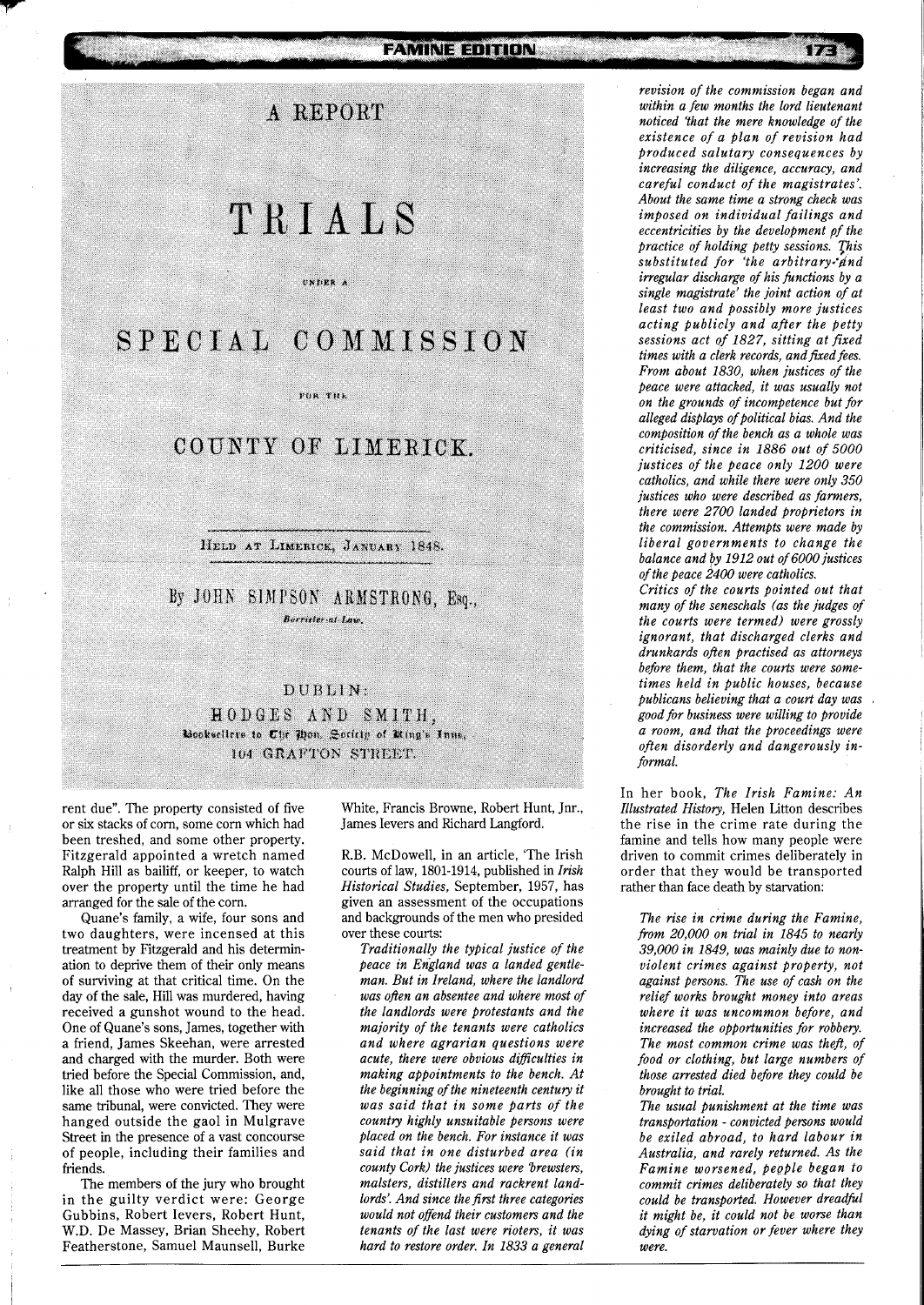A REPORT

# TRIALS

UNDER A

# SPECIAL COMMISSION

FOR THE

# COUNTY OF LIMERICK.

HELD AT LIMERICK, JANUARY 1848.

By JOHN SIMPSON ARMSTRONG, Esq.,

*Barrister-at-Law.*

DUBLIN:

HODGES AND SMITH,

Booksellers to The Hon. Society of King's Inns,

104 GRAFTON STREET.

rent due". The property consisted of five or six stacks of corn, some corn which had been treshed, and some other property. Fitzgerald appointed a wretch named Ralph Hill as bailiff, or keeper, to watch over the property until the time he had arranged for the sale of the corn.

Quane's family, a wife, four sons and two daughters, were incensed at this treatment by Fitzgerald and his determination to deprive them of their only means of surviving at that critical time. On the day of the sale, Hill was murdered, having received a gunshot wound to the head. One of Quane's sons, James, together with a friend, James Skeehan, were arrested and charged with the murder. Both were tried before the Special Commission, and, like all those who were tried before the same tribunal, were convicted. They were hanged outside the gaol in Mulgrave Street in the presence of a vast concourse of people, including their families and friends.

The members of the jury who brought in the guilty verdict were: George Gubbins, Robert Ievers, Robert Hunt, W.D. De Massey, Brian Sheehy, Robert Featherstone, Samuel Maunsell, Burke White, Francis Browne, Robert Hunt, Jnr., James Ievers and Richard Langford.

R.B. McDowell, in an article, 'The Irish courts of law, 1801-1914, published in *Irish Historical Studies*, September, 1957, has given an assessment of the occupations and backgrounds of the men who presided over these courts:

> *Traditionally the typical justice of the peace in England was a landed gentleman. But in Ireland, where the landlord was often an absentee and where most of the landlords were protestants and the majority of the tenants were catholics and where agrarian questions were acute, there were obvious difficulties in making appointments to the bench. At the beginning of the nineteenth century it was said that in some parts of the country highly unsuitable persons were placed on the bench. For instance it was said that in one disturbed area (in county Cork) the justices were 'brewsters, malsters, distillers and rackrent landlords'. And since the first three categories would not offend their customers and the tenants of the last were rioters, it was hard to restore order. In 1833 a general revision of the commission began and within a few months the lord lieutenant noticed 'that the mere knowledge of the existence of a plan of revision had produced salutary consequences by increasing the diligence, accuracy, and careful conduct of the magistrates'. About the same time a strong check was imposed on individual failings and eccentricities by the development of the practice of holding petty sessions. This substituted for 'the arbitrary and irregular discharge of his functions by a single magistrate' the joint action of at least two and possibly more justices acting publicly and after the petty sessions act of 1827, sitting at fixed times with a clerk records, and fixed fees. From about 1830, when justices of the peace were attacked, it was usually not on the grounds of incompetence but for alleged displays of political bias. And the composition of the bench as a whole was criticised, since in 1886 out of 5000 justices of the peace only 1200 were catholics, and while there were only 350 justices who were described as farmers, there were 2700 landed proprietors in the commission. Attempts were made by liberal governments to change the balance and by 1912 out of 6000 justices of the peace 2400 were catholics.*
>
> *Critics of the system pointed out that many of the seneschals (as the judges of the courts were termed) were grossly ignorant, that discharged clerks and drunkards often practised as attorneys before them, that the courts were sometimes held in public houses, because publicans believing that a court day was good for business were willing to provide a room, and that the proceedings were often disorderly and dangerously informal.*

In her book, *The Irish Famine: An Illustrated History*, Helen Litton describes the rise in the crime rate during the famine and tells how many people were driven to commit crimes deliberately in order that they would be transported rather than face death by starvation:

> *The rise in crime during the Famine, from 20,000 on trial in 1845 to nearly 39,000 in 1849, was mainly due to non-violent crimes against property, not against persons. The use of cash on the relief works brought money into areas where it was uncommon before, and increased the opportunities for robbery. The most common crime was theft, of food or clothing, but large numbers of those arrested died before they could be brought to trial.*
>
> *The usual punishment at the time was transportation - convicted persons would be exiled abroad, to hard labour in Australia, and rarely returned. As the Famine worsened, people began to commit crimes deliberately so that they could be transported. However dreadful it might be, it could not be worse than dying of starvation or fever where they were.*